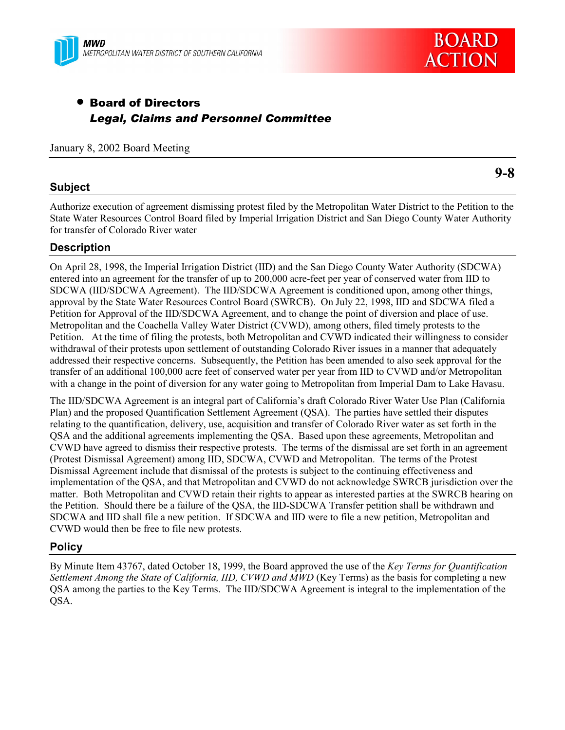MWD
METROPOLITAN WATER DISTRICT OF SOUTHERN CALIFORNIA

BOARD ACTION

- **Board of Directors**
  ***Legal, Claims and Personnel Committee***

January 8, 2002 Board Meeting

**9-8**

## Subject

Authorize execution of agreement dismissing protest filed by the Metropolitan Water District to the Petition to the State Water Resources Control Board filed by Imperial Irrigation District and San Diego County Water Authority for transfer of Colorado River water

## Description

On April 28, 1998, the Imperial Irrigation District (IID) and the San Diego County Water Authority (SDCWA) entered into an agreement for the transfer of up to 200,000 acre-feet per year of conserved water from IID to SDCWA (IID/SDCWA Agreement). The IID/SDCWA Agreement is conditioned upon, among other things, approval by the State Water Resources Control Board (SWRCB). On July 22, 1998, IID and SDCWA filed a Petition for Approval of the IID/SDCWA Agreement, and to change the point of diversion and place of use. Metropolitan and the Coachella Valley Water District (CVWD), among others, filed timely protests to the Petition. At the time of filing the protests, both Metropolitan and CVWD indicated their willingness to consider withdrawal of their protests upon settlement of outstanding Colorado River issues in a manner that adequately addressed their respective concerns. Subsequently, the Petition has been amended to also seek approval for the transfer of an additional 100,000 acre feet of conserved water per year from IID to CVWD and/or Metropolitan with a change in the point of diversion for any water going to Metropolitan from Imperial Dam to Lake Havasu.

The IID/SDCWA Agreement is an integral part of California's draft Colorado River Water Use Plan (California Plan) and the proposed Quantification Settlement Agreement (QSA). The parties have settled their disputes relating to the quantification, delivery, use, acquisition and transfer of Colorado River water as set forth in the QSA and the additional agreements implementing the QSA. Based upon these agreements, Metropolitan and CVWD have agreed to dismiss their respective protests. The terms of the dismissal are set forth in an agreement (Protest Dismissal Agreement) among IID, SDCWA, CVWD and Metropolitan. The terms of the Protest Dismissal Agreement include that dismissal of the protests is subject to the continuing effectiveness and implementation of the QSA, and that Metropolitan and CVWD do not acknowledge SWRCB jurisdiction over the matter. Both Metropolitan and CVWD retain their rights to appear as interested parties at the SWRCB hearing on the Petition. Should there be a failure of the QSA, the IID-SDCWA Transfer petition shall be withdrawn and SDCWA and IID shall file a new petition. If SDCWA and IID were to file a new petition, Metropolitan and CVWD would then be free to file new protests.

## Policy

By Minute Item 43767, dated October 18, 1999, the Board approved the use of the *Key Terms for Quantification Settlement Among the State of California, IID, CVWD and MWD* (Key Terms) as the basis for completing a new QSA among the parties to the Key Terms. The IID/SDCWA Agreement is integral to the implementation of the QSA.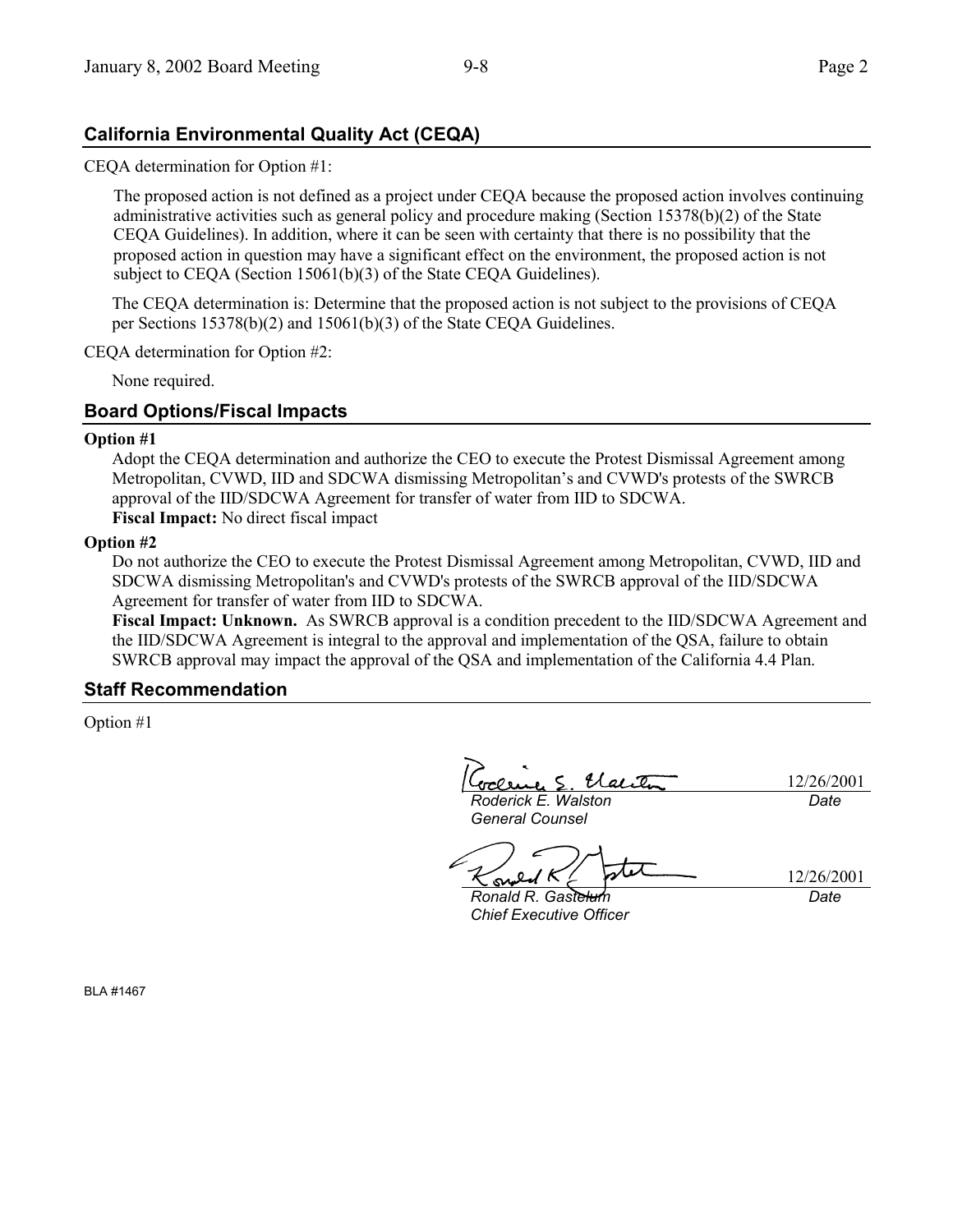## California Environmental Quality Act (CEQA)

CEQA determination for Option #1:

The proposed action is not defined as a project under CEQA because the proposed action involves continuing administrative activities such as general policy and procedure making (Section 15378(b)(2) of the State CEQA Guidelines). In addition, where it can be seen with certainty that there is no possibility that the proposed action in question may have a significant effect on the environment, the proposed action is not subject to CEQA (Section 15061(b)(3) of the State CEQA Guidelines).

The CEQA determination is: Determine that the proposed action is not subject to the provisions of CEQA per Sections 15378(b)(2) and 15061(b)(3) of the State CEQA Guidelines.

CEQA determination for Option #2:

None required.

## Board Options/Fiscal Impacts

**Option #1**

Adopt the CEQA determination and authorize the CEO to execute the Protest Dismissal Agreement among Metropolitan, CVWD, IID and SDCWA dismissing Metropolitan's and CVWD's protests of the SWRCB approval of the IID/SDCWA Agreement for transfer of water from IID to SDCWA.

**Fiscal Impact:** No direct fiscal impact

**Option #2**

Do not authorize the CEO to execute the Protest Dismissal Agreement among Metropolitan, CVWD, IID and SDCWA dismissing Metropolitan's and CVWD's protests of the SWRCB approval of the IID/SDCWA Agreement for transfer of water from IID to SDCWA.

**Fiscal Impact: Unknown.** As SWRCB approval is a condition precedent to the IID/SDCWA Agreement and the IID/SDCWA Agreement is integral to the approval and implementation of the QSA, failure to obtain SWRCB approval may impact the approval of the QSA and implementation of the California 4.4 Plan.

## Staff Recommendation

Option #1

| | |
|---|---|
| *Roderick E. Walston* <br> *General Counsel* | 12/26/2001 <br> *Date* |
| *Ronald R. Gastelum* <br> *Chief Executive Officer* | 12/26/2001 <br> *Date* |

BLA #1467